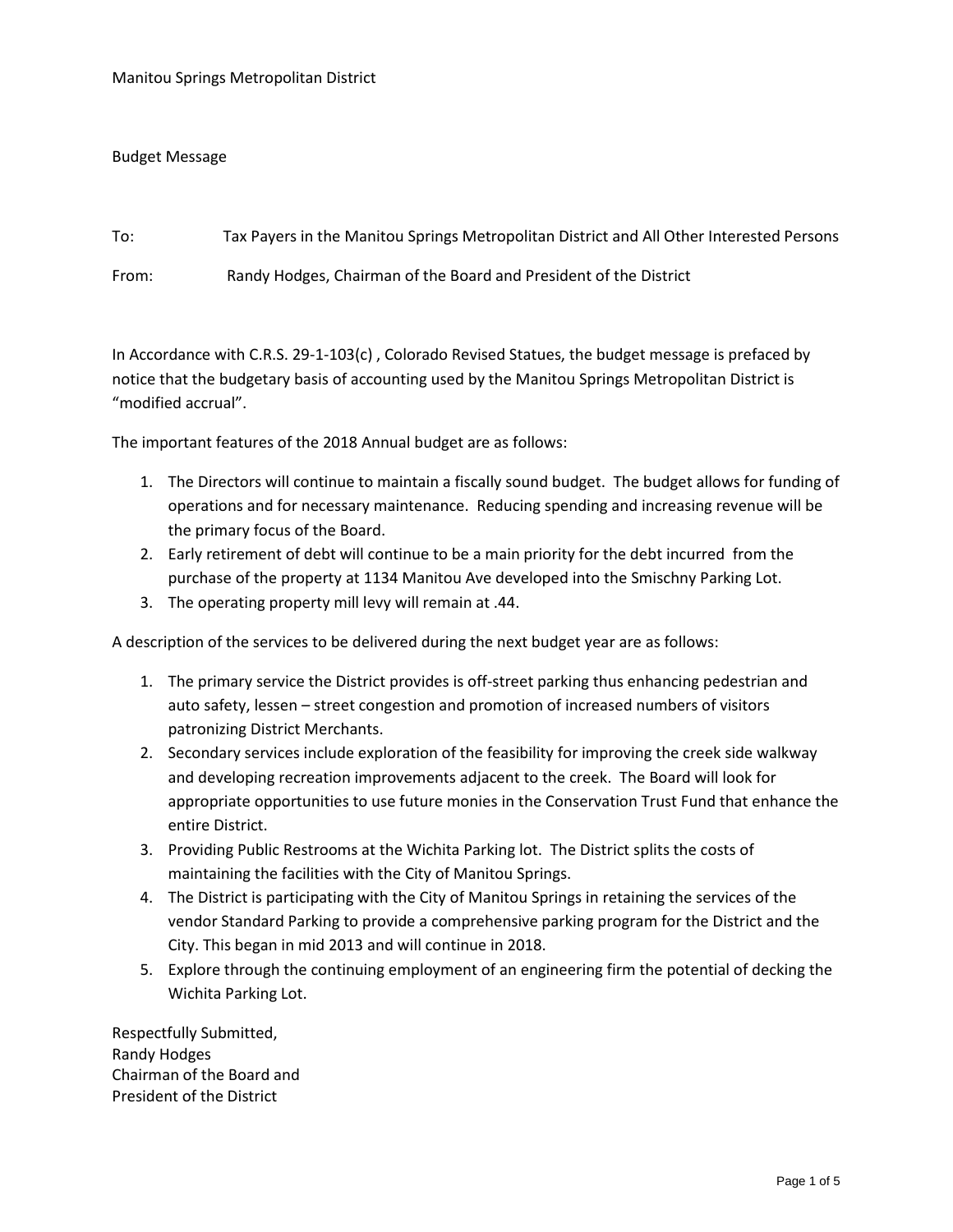Manitou Springs Metropolitan District

Budget Message

To: Tax Payers in the Manitou Springs Metropolitan District and All Other Interested Persons

From: Randy Hodges, Chairman of the Board and President of the District

In Accordance with C.R.S. 29-1-103(c) , Colorado Revised Statues, the budget message is prefaced by notice that the budgetary basis of accounting used by the Manitou Springs Metropolitan District is "modified accrual".

The important features of the 2018 Annual budget are as follows:

1. The Directors will continue to maintain a fiscally sound budget. The budget allows for funding of operations and for necessary maintenance. Reducing spending and increasing revenue will be the primary focus of the Board.
2. Early retirement of debt will continue to be a main priority for the debt incurred from the purchase of the property at 1134 Manitou Ave developed into the Smischny Parking Lot.
3. The operating property mill levy will remain at .44.

A description of the services to be delivered during the next budget year are as follows:

1. The primary service the District provides is off-street parking thus enhancing pedestrian and auto safety, lessen – street congestion and promotion of increased numbers of visitors patronizing District Merchants.
2. Secondary services include exploration of the feasibility for improving the creek side walkway and developing recreation improvements adjacent to the creek. The Board will look for appropriate opportunities to use future monies in the Conservation Trust Fund that enhance the entire District.
3. Providing Public Restrooms at the Wichita Parking lot. The District splits the costs of maintaining the facilities with the City of Manitou Springs.
4. The District is participating with the City of Manitou Springs in retaining the services of the vendor Standard Parking to provide a comprehensive parking program for the District and the City. This began in mid 2013 and will continue in 2018.
5. Explore through the continuing employment of an engineering firm the potential of decking the Wichita Parking Lot.

Respectfully Submitted,
Randy Hodges
Chairman of the Board and
President of the District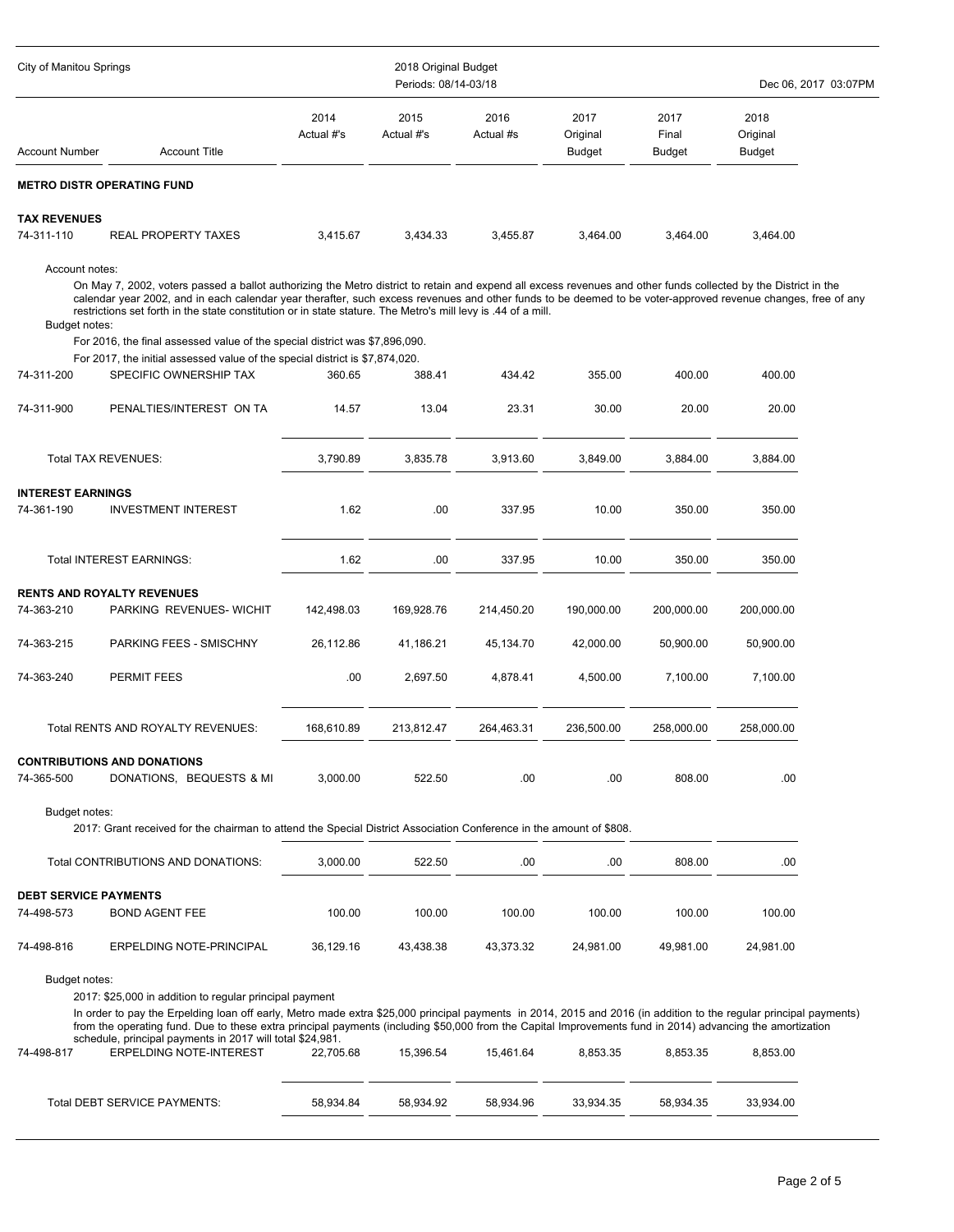City of Manitou Springs — 2018 Original Budget — Periods: 08/14-03/18 — Dec 06, 2017 03:07PM

| Account Number | Account Title | 2014 Actual #'s | 2015 Actual #'s | 2016 Actual #s | 2017 Original Budget | 2017 Final Budget | 2018 Original Budget |
|---|---|---|---|---|---|---|---|
| **METRO DISTR OPERATING FUND** | | | | | | | |
| **TAX REVENUES** | | | | | | | |
| 74-311-110 | REAL PROPERTY TAXES | 3,415.67 | 3,434.33 | 3,455.87 | 3,464.00 | 3,464.00 | 3,464.00 |

Account notes:

On May 7, 2002, voters passed a ballot authorizing the Metro district to retain and expend all excess revenues and other funds collected by the District in the calendar year 2002, and in each calendar year therafter, such excess revenues and other funds to be deemed to be voter-approved revenue changes, free of any restrictions set forth in the state constitution or in state stature. The Metro's mill levy is .44 of a mill.

Budget notes:

For 2016, the final assessed value of the special district was $7,896,090.

For 2017, the initial assessed value of the special district is $7,874,020.

| Account Number | Account Title | 2014 Actual #'s | 2015 Actual #'s | 2016 Actual #s | 2017 Original Budget | 2017 Final Budget | 2018 Original Budget |
|---|---|---|---|---|---|---|---|
| 74-311-200 | SPECIFIC OWNERSHIP TAX | 360.65 | 388.41 | 434.42 | 355.00 | 400.00 | 400.00 |
| 74-311-900 | PENALTIES/INTEREST ON TA | 14.57 | 13.04 | 23.31 | 30.00 | 20.00 | 20.00 |
| | Total TAX REVENUES: | 3,790.89 | 3,835.78 | 3,913.60 | 3,849.00 | 3,884.00 | 3,884.00 |
| **INTEREST EARNINGS** | | | | | | | |
| 74-361-190 | INVESTMENT INTEREST | 1.62 | .00 | 337.95 | 10.00 | 350.00 | 350.00 |
| | Total INTEREST EARNINGS: | 1.62 | .00 | 337.95 | 10.00 | 350.00 | 350.00 |
| **RENTS AND ROYALTY REVENUES** | | | | | | | |
| 74-363-210 | PARKING REVENUES- WICHIT | 142,498.03 | 169,928.76 | 214,450.20 | 190,000.00 | 200,000.00 | 200,000.00 |
| 74-363-215 | PARKING FEES - SMISCHNY | 26,112.86 | 41,186.21 | 45,134.70 | 42,000.00 | 50,900.00 | 50,900.00 |
| 74-363-240 | PERMIT FEES | .00 | 2,697.50 | 4,878.41 | 4,500.00 | 7,100.00 | 7,100.00 |
| | Total RENTS AND ROYALTY REVENUES: | 168,610.89 | 213,812.47 | 264,463.31 | 236,500.00 | 258,000.00 | 258,000.00 |
| **CONTRIBUTIONS AND DONATIONS** | | | | | | | |
| 74-365-500 | DONATIONS, BEQUESTS & MI | 3,000.00 | 522.50 | .00 | .00 | 808.00 | .00 |

Budget notes:

2017: Grant received for the chairman to attend the Special District Association Conference in the amount of $808.

| Account Number | Account Title | 2014 Actual #'s | 2015 Actual #'s | 2016 Actual #s | 2017 Original Budget | 2017 Final Budget | 2018 Original Budget |
|---|---|---|---|---|---|---|---|
| | Total CONTRIBUTIONS AND DONATIONS: | 3,000.00 | 522.50 | .00 | .00 | 808.00 | .00 |
| **DEBT SERVICE PAYMENTS** | | | | | | | |
| 74-498-573 | BOND AGENT FEE | 100.00 | 100.00 | 100.00 | 100.00 | 100.00 | 100.00 |
| 74-498-816 | ERPELDING NOTE-PRINCIPAL | 36,129.16 | 43,438.38 | 43,373.32 | 24,981.00 | 49,981.00 | 24,981.00 |

Budget notes:

2017: $25,000 in addition to regular principal payment

In order to pay the Erpelding loan off early, Metro made extra $25,000 principal payments in 2014, 2015 and 2016 (in addition to the regular principal payments) from the operating fund. Due to these extra principal payments (including $50,000 from the Capital Improvements fund in 2014) advancing the amortization schedule, principal payments in 2017 will total $24,981.

| Account Number | Account Title | 2014 Actual #'s | 2015 Actual #'s | 2016 Actual #s | 2017 Original Budget | 2017 Final Budget | 2018 Original Budget |
|---|---|---|---|---|---|---|---|
| 74-498-817 | ERPELDING NOTE-INTEREST | 22,705.68 | 15,396.54 | 15,461.64 | 8,853.35 | 8,853.35 | 8,853.00 |
| | Total DEBT SERVICE PAYMENTS: | 58,934.84 | 58,934.92 | 58,934.96 | 33,934.35 | 58,934.35 | 33,934.00 |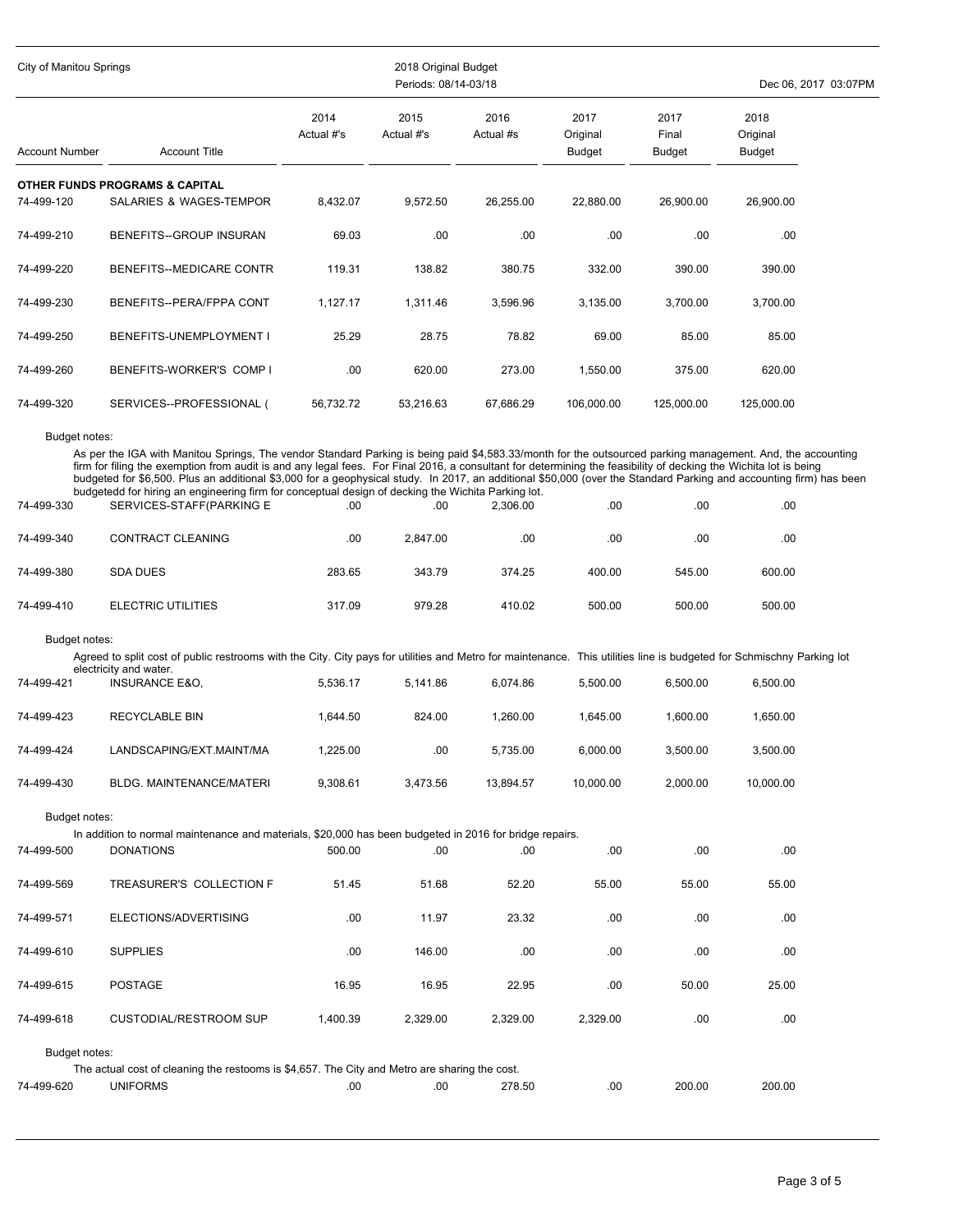| Account Number | Account Title | 2014 Actual #'s | 2015 Actual #'s | 2016 Actual #s | 2017 Original Budget | 2017 Final Budget | 2018 Original Budget |
|---|---|---|---|---|---|---|---|
| **OTHER FUNDS PROGRAMS & CAPITAL** | | | | | | | |
| 74-499-120 | SALARIES & WAGES-TEMPOR | 8,432.07 | 9,572.50 | 26,255.00 | 22,880.00 | 26,900.00 | 26,900.00 |
| 74-499-210 | BENEFITS--GROUP INSURAN | 69.03 | .00 | .00 | .00 | .00 | .00 |
| 74-499-220 | BENEFITS--MEDICARE CONTR | 119.31 | 138.82 | 380.75 | 332.00 | 390.00 | 390.00 |
| 74-499-230 | BENEFITS--PERA/FPPA CONT | 1,127.17 | 1,311.46 | 3,596.96 | 3,135.00 | 3,700.00 | 3,700.00 |
| 74-499-250 | BENEFITS-UNEMPLOYMENT I | 25.29 | 28.75 | 78.82 | 69.00 | 85.00 | 85.00 |
| 74-499-260 | BENEFITS-WORKER'S COMP I | .00 | 620.00 | 273.00 | 1,550.00 | 375.00 | 620.00 |
| 74-499-320 | SERVICES--PROFESSIONAL ( | 56,732.72 | 53,216.63 | 67,686.29 | 106,000.00 | 125,000.00 | 125,000.00 |

Budget notes:

As per the IGA with Manitou Springs, The vendor Standard Parking is being paid $4,583.33/month for the outsourced parking management. And, the accounting firm for filing the exemption from audit is and any legal fees. For Final 2016, a consultant for determining the feasibility of decking the Wichita lot is being budgeted for $6,500. Plus an additional $3,000 for a geophysical study. In 2017, an additional $50,000 (over the Standard Parking and accounting firm) has been budgetedd for hiring an engineering firm for conceptual design of decking the Wichita Parking lot.

| Account Number | Account Title | 2014 Actual #'s | 2015 Actual #'s | 2016 Actual #s | 2017 Original Budget | 2017 Final Budget | 2018 Original Budget |
|---|---|---|---|---|---|---|---|
| 74-499-330 | SERVICES-STAFF(PARKING E | .00 | .00 | 2,306.00 | .00 | .00 | .00 |
| 74-499-340 | CONTRACT CLEANING | .00 | 2,847.00 | .00 | .00 | .00 | .00 |
| 74-499-380 | SDA DUES | 283.65 | 343.79 | 374.25 | 400.00 | 545.00 | 600.00 |
| 74-499-410 | ELECTRIC UTILITIES | 317.09 | 979.28 | 410.02 | 500.00 | 500.00 | 500.00 |

Budget notes:

Agreed to split cost of public restrooms with the City. City pays for utilities and Metro for maintenance. This utilities line is budgeted for Schmischny Parking lot electricity and water.

| Account Number | Account Title | 2014 Actual #'s | 2015 Actual #'s | 2016 Actual #s | 2017 Original Budget | 2017 Final Budget | 2018 Original Budget |
|---|---|---|---|---|---|---|---|
| 74-499-421 | INSURANCE E&O, | 5,536.17 | 5,141.86 | 6,074.86 | 5,500.00 | 6,500.00 | 6,500.00 |
| 74-499-423 | RECYCLABLE BIN | 1,644.50 | 824.00 | 1,260.00 | 1,645.00 | 1,600.00 | 1,650.00 |
| 74-499-424 | LANDSCAPING/EXT.MAINT/MA | 1,225.00 | .00 | 5,735.00 | 6,000.00 | 3,500.00 | 3,500.00 |
| 74-499-430 | BLDG. MAINTENANCE/MATERI | 9,308.61 | 3,473.56 | 13,894.57 | 10,000.00 | 2,000.00 | 10,000.00 |

Budget notes:

In addition to normal maintenance and materials, $20,000 has been budgeted in 2016 for bridge repairs.

| Account Number | Account Title | 2014 Actual #'s | 2015 Actual #'s | 2016 Actual #s | 2017 Original Budget | 2017 Final Budget | 2018 Original Budget |
|---|---|---|---|---|---|---|---|
| 74-499-500 | DONATIONS | 500.00 | .00 | .00 | .00 | .00 | .00 |
| 74-499-569 | TREASURER'S COLLECTION F | 51.45 | 51.68 | 52.20 | 55.00 | 55.00 | 55.00 |
| 74-499-571 | ELECTIONS/ADVERTISING | .00 | 11.97 | 23.32 | .00 | .00 | .00 |
| 74-499-610 | SUPPLIES | .00 | 146.00 | .00 | .00 | .00 | .00 |
| 74-499-615 | POSTAGE | 16.95 | 16.95 | 22.95 | .00 | 50.00 | 25.00 |
| 74-499-618 | CUSTODIAL/RESTROOM SUP | 1,400.39 | 2,329.00 | 2,329.00 | 2,329.00 | .00 | .00 |

Budget notes:

The actual cost of cleaning the restooms is $4,657. The City and Metro are sharing the cost.

| Account Number | Account Title | 2014 Actual #'s | 2015 Actual #'s | 2016 Actual #s | 2017 Original Budget | 2017 Final Budget | 2018 Original Budget |
|---|---|---|---|---|---|---|---|
| 74-499-620 | UNIFORMS | .00 | .00 | 278.50 | .00 | 200.00 | 200.00 |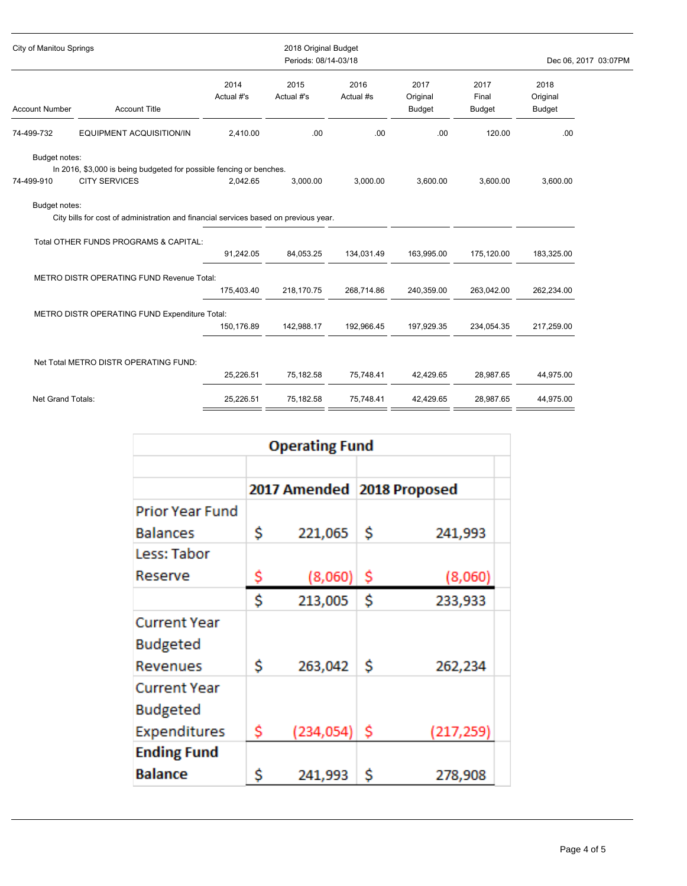City of Manitou Springs

2018 Original Budget
Periods: 08/14-03/18

Dec 06, 2017 03:07PM

| Account Number | Account Title | 2014 Actual #'s | 2015 Actual #'s | 2016 Actual #s | 2017 Original Budget | 2017 Final Budget | 2018 Original Budget |
|---|---|---|---|---|---|---|---|
| 74-499-732 | EQUIPMENT ACQUISITION/IN | 2,410.00 | .00 | .00 | .00 | 120.00 | .00 |

Budget notes:
In 2016, $3,000 is being budgeted for possible fencing or benches.

| Account Number | Account Title | 2014 Actual #'s | 2015 Actual #'s | 2016 Actual #s | 2017 Original Budget | 2017 Final Budget | 2018 Original Budget |
|---|---|---|---|---|---|---|---|
| 74-499-910 | CITY SERVICES | 2,042.65 | 3,000.00 | 3,000.00 | 3,600.00 | 3,600.00 | 3,600.00 |

Budget notes:
City bills for cost of administration and financial services based on previous year.

| | 2014 Actual #'s | 2015 Actual #'s | 2016 Actual #s | 2017 Original Budget | 2017 Final Budget | 2018 Original Budget |
|---|---|---|---|---|---|---|
| Total OTHER FUNDS PROGRAMS & CAPITAL: | 91,242.05 | 84,053.25 | 134,031.49 | 163,995.00 | 175,120.00 | 183,325.00 |
| METRO DISTR OPERATING FUND Revenue Total: | 175,403.40 | 218,170.75 | 268,714.86 | 240,359.00 | 263,042.00 | 262,234.00 |
| METRO DISTR OPERATING FUND Expenditure Total: | 150,176.89 | 142,988.17 | 192,966.45 | 197,929.35 | 234,054.35 | 217,259.00 |
| Net Total METRO DISTR OPERATING FUND: | 25,226.51 | 75,182.58 | 75,748.41 | 42,429.65 | 28,987.65 | 44,975.00 |
| Net Grand Totals: | 25,226.51 | 75,182.58 | 75,748.41 | 42,429.65 | 28,987.65 | 44,975.00 |

## Operating Fund

| | 2017 Amended | 2018 Proposed |
|---|---|---|
| Prior Year Fund Balances | $ 221,065 | $ 241,993 |
| Less: Tabor Reserve | $ (8,060) | $ (8,060) |
| | $ 213,005 | $ 233,933 |
| Current Year Budgeted Revenues | $ 263,042 | $ 262,234 |
| Current Year Budgeted Expenditures | $ (234,054) | $ (217,259) |
| **Ending Fund Balance** | $ 241,993 | $ 278,908 |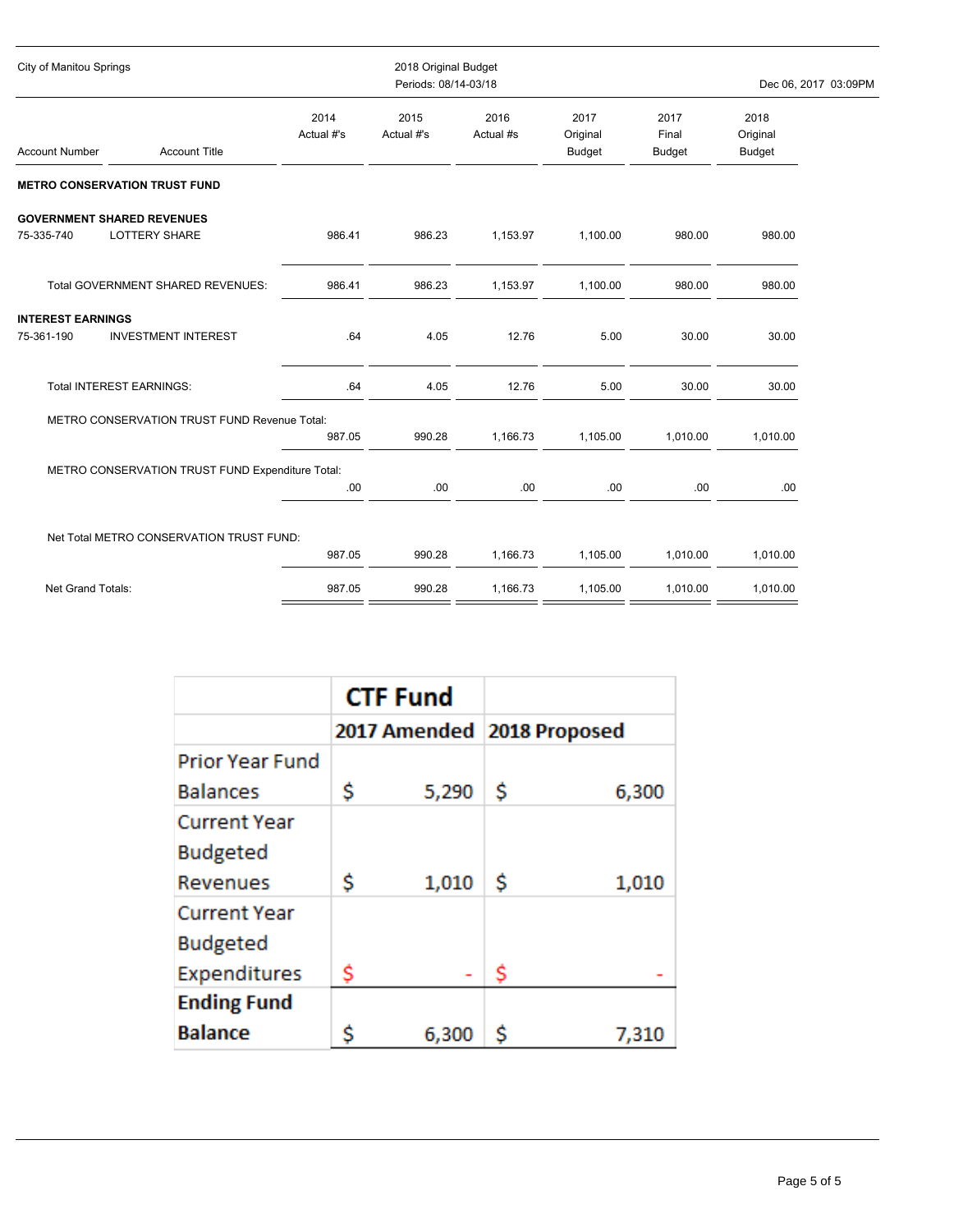City of Manitou Springs

2018 Original Budget
Periods: 08/14-03/18

Dec 06, 2017 03:09PM

| Account Number | Account Title | 2014 Actual #'s | 2015 Actual #'s | 2016 Actual #s | 2017 Original Budget | 2017 Final Budget | 2018 Original Budget |
|---|---|---|---|---|---|---|---|
| **METRO CONSERVATION TRUST FUND** | | | | | | | |
| **GOVERNMENT SHARED REVENUES** | | | | | | | |
| 75-335-740 | LOTTERY SHARE | 986.41 | 986.23 | 1,153.97 | 1,100.00 | 980.00 | 980.00 |
| | Total GOVERNMENT SHARED REVENUES: | 986.41 | 986.23 | 1,153.97 | 1,100.00 | 980.00 | 980.00 |
| **INTEREST EARNINGS** | | | | | | | |
| 75-361-190 | INVESTMENT INTEREST | .64 | 4.05 | 12.76 | 5.00 | 30.00 | 30.00 |
| | Total INTEREST EARNINGS: | .64 | 4.05 | 12.76 | 5.00 | 30.00 | 30.00 |
| | METRO CONSERVATION TRUST FUND Revenue Total: | 987.05 | 990.28 | 1,166.73 | 1,105.00 | 1,010.00 | 1,010.00 |
| | METRO CONSERVATION TRUST FUND Expenditure Total: | .00 | .00 | .00 | .00 | .00 | .00 |
| | Net Total METRO CONSERVATION TRUST FUND: | 987.05 | 990.28 | 1,166.73 | 1,105.00 | 1,010.00 | 1,010.00 |
| | Net Grand Totals: | 987.05 | 990.28 | 1,166.73 | 1,105.00 | 1,010.00 | 1,010.00 |

| | CTF Fund | |
|---|---|---|
| | **2017 Amended** | **2018 Proposed** |
| Prior Year Fund Balances | $ 5,290 | $ 6,300 |
| Current Year Budgeted Revenues | $ 1,010 | $ 1,010 |
| Current Year Budgeted Expenditures | $ - | $ - |
| **Ending Fund Balance** | $ 6,300 | $ 7,310 |